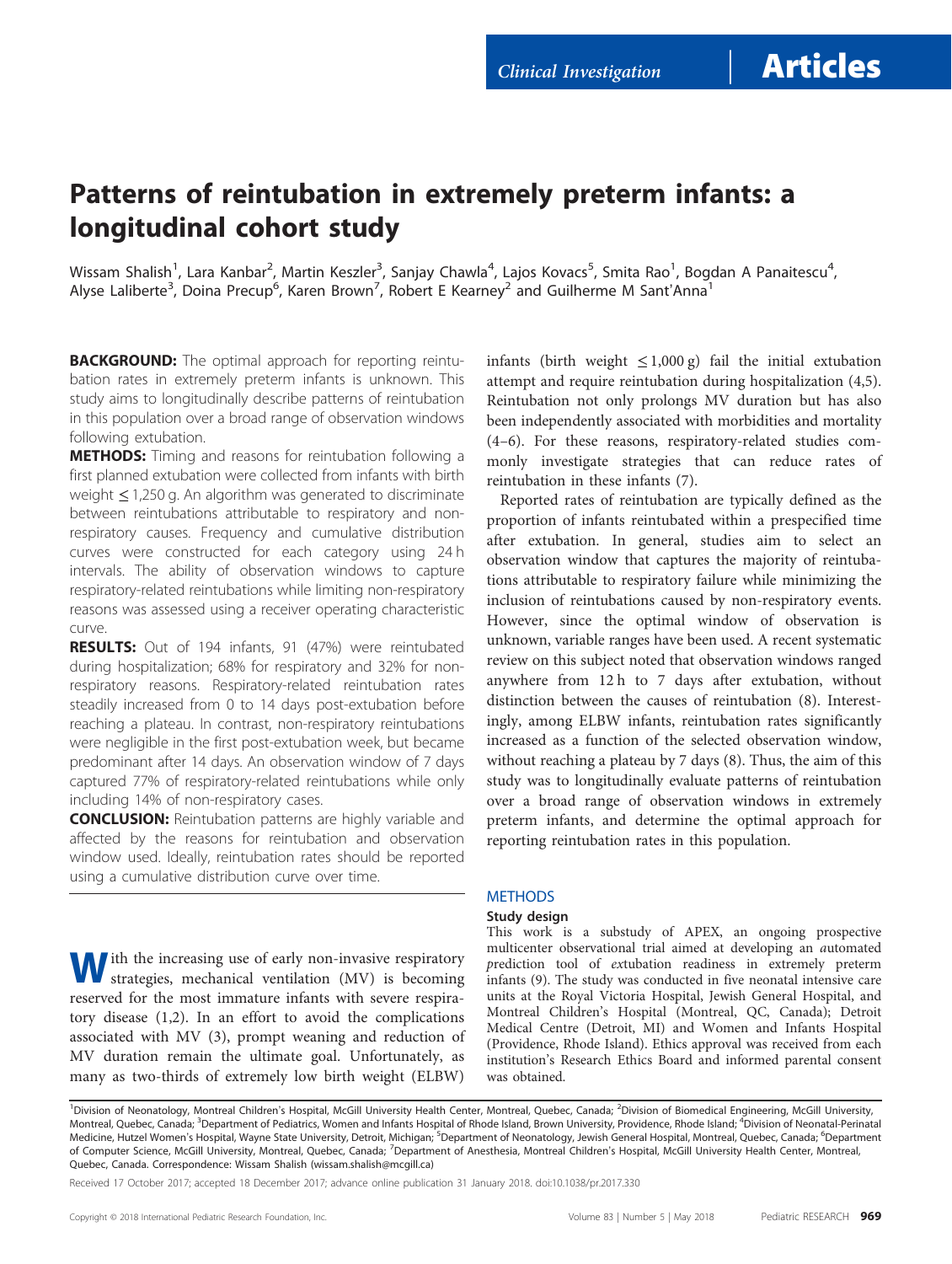Clinical Investigation | Articles

# Patterns of reintubation in extremely preterm infants: a longitudinal cohort study

Wissam Shalish[1], Lara Kanbar[2], Martin Keszler[3], Sanjay Chawla[4], Lajos Kovacs[5], Smita Rao[1], Bogdan A Panaitescu[4], Alyse Laliberte[3], Doina Precup[6], Karen Brown[7], Robert E Kearney[2] and Guilherme M Sant'Anna[1]

**BACKGROUND:** The optimal approach for reporting reintubation rates in extremely preterm infants is unknown. This study aims to longitudinally describe patterns of reintubation in this population over a broad range of observation windows following extubation.

**METHODS:** Timing and reasons for reintubation following a first planned extubation were collected from infants with birth weight ≤1,250 g. An algorithm was generated to discriminate between reintubations attributable to respiratory and non-respiratory causes. Frequency and cumulative distribution curves were constructed for each category using 24 h intervals. The ability of observation windows to capture respiratory-related reintubations while limiting non-respiratory reasons was assessed using a receiver operating characteristic curve.

**RESULTS:** Out of 194 infants, 91 (47%) were reintubated during hospitalization; 68% for respiratory and 32% for non-respiratory reasons. Respiratory-related reintubation rates steadily increased from 0 to 14 days post-extubation before reaching a plateau. In contrast, non-respiratory reintubations were negligible in the first post-extubation week, but became predominant after 14 days. An observation window of 7 days captured 77% of respiratory-related reintubations while only including 14% of non-respiratory cases.

**CONCLUSION:** Reintubation patterns are highly variable and affected by the reasons for reintubation and observation window used. Ideally, reintubation rates should be reported using a cumulative distribution curve over time.

With the increasing use of early non-invasive respiratory strategies, mechanical ventilation (MV) is becoming reserved for the most immature infants with severe respiratory disease (1,2). In an effort to avoid the complications associated with MV (3), prompt weaning and reduction of MV duration remain the ultimate goal. Unfortunately, as many as two-thirds of extremely low birth weight (ELBW) infants (birth weight ≤1,000 g) fail the initial extubation attempt and require reintubation during hospitalization (4,5). Reintubation not only prolongs MV duration but has also been independently associated with morbidities and mortality (4–6). For these reasons, respiratory-related studies commonly investigate strategies that can reduce rates of reintubation in these infants (7).

Reported rates of reintubation are typically defined as the proportion of infants reintubated within a prespecified time after extubation. In general, studies aim to select an observation window that captures the majority of reintubations attributable to respiratory failure while minimizing the inclusion of reintubations caused by non-respiratory events. However, since the optimal window of observation is unknown, variable ranges have been used. A recent systematic review on this subject noted that observation windows ranged anywhere from 12 h to 7 days after extubation, without distinction between the causes of reintubation (8). Interestingly, among ELBW infants, reintubation rates significantly increased as a function of the selected observation window, without reaching a plateau by 7 days (8). Thus, the aim of this study was to longitudinally evaluate patterns of reintubation over a broad range of observation windows in extremely preterm infants, and determine the optimal approach for reporting reintubation rates in this population.

## METHODS

### Study design

This work is a substudy of APEX, an ongoing prospective multicenter observational trial aimed at developing an *a*utomated *p*rediction tool of *ex*tubation readiness in extremely preterm infants (9). The study was conducted in five neonatal intensive care units at the Royal Victoria Hospital, Jewish General Hospital, and Montreal Children's Hospital (Montreal, QC, Canada); Detroit Medical Centre (Detroit, MI) and Women and Infants Hospital (Providence, Rhode Island). Ethics approval was received from each institution's Research Ethics Board and informed parental consent was obtained.

[1]Division of Neonatology, Montreal Children's Hospital, McGill University Health Center, Montreal, Quebec, Canada; [2]Division of Biomedical Engineering, McGill University, Montreal, Quebec, Canada; [3]Department of Pediatrics, Women and Infants Hospital of Rhode Island, Brown University, Providence, Rhode Island; [4]Division of Neonatal-Perinatal Medicine, Hutzel Women's Hospital, Wayne State University, Detroit, Michigan; [5]Department of Neonatology, Jewish General Hospital, Montreal, Quebec, Canada; [6]Department of Computer Science, McGill University, Montreal, Quebec, Canada; [7]Department of Anesthesia, Montreal Children's Hospital, McGill University Health Center, Montreal, Quebec, Canada. Correspondence: Wissam Shalish (wissam.shalish@mcgill.ca)

Received 17 October 2017; accepted 18 December 2017; advance online publication 31 January 2018. doi:10.1038/pr.2017.330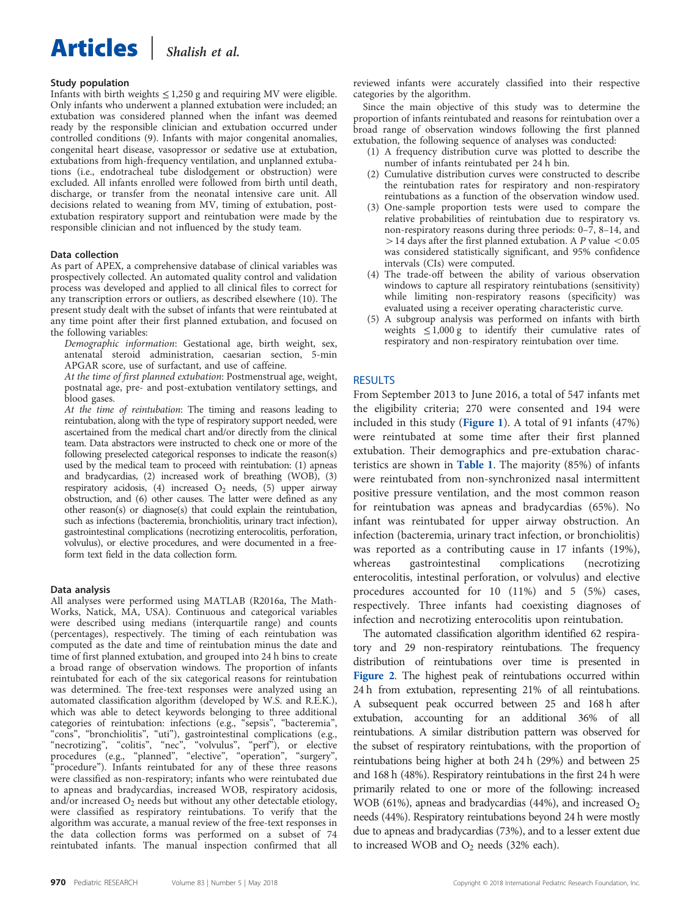### Study population

Infants with birth weights ≤1,250 g and requiring MV were eligible. Only infants who underwent a planned extubation were included; an extubation was considered planned when the infant was deemed ready by the responsible clinician and extubation occurred under controlled conditions (9). Infants with major congenital anomalies, congenital heart disease, vasopressor or sedative use at extubation, extubations from high-frequency ventilation, and unplanned extubations (i.e., endotracheal tube dislodgement or obstruction) were excluded. All infants enrolled were followed from birth until death, discharge, or transfer from the neonatal intensive care unit. All decisions related to weaning from MV, timing of extubation, post-extubation respiratory support and reintubation were made by the responsible clinician and not influenced by the study team.

### Data collection

As part of APEX, a comprehensive database of clinical variables was prospectively collected. An automated quality control and validation process was developed and applied to all clinical files to correct for any transcription errors or outliers, as described elsewhere (10). The present study dealt with the subset of infants that were reintubated at any time point after their first planned extubation, and focused on the following variables:

*Demographic information*: Gestational age, birth weight, sex, antenatal steroid administration, caesarian section, 5-min APGAR score, use of surfactant, and use of caffeine.

*At the time of first planned extubation*: Postmenstrual age, weight, postnatal age, pre- and post-extubation ventilatory settings, and blood gases.

*At the time of reintubation*: The timing and reasons leading to reintubation, along with the type of respiratory support needed, were ascertained from the medical chart and/or directly from the clinical team. Data abstractors were instructed to check one or more of the following preselected categorical responses to indicate the reason(s) used by the medical team to proceed with reintubation: (1) apneas and bradycardias, (2) increased work of breathing (WOB), (3) respiratory acidosis, (4) increased $O_2$ needs, (5) upper airway obstruction, and (6) other causes. The latter were defined as any other reason(s) or diagnose(s) that could explain the reintubation, such as infections (bacteremia, bronchiolitis, urinary tract infection), gastrointestinal complications (necrotizing enterocolitis, perforation, volvulus), or elective procedures, and were documented in a free-form text field in the data collection form.

### Data analysis

All analyses were performed using MATLAB (R2016a, The MathWorks, Natick, MA, USA). Continuous and categorical variables were described using medians (interquartile range) and counts (percentages), respectively. The timing of each reintubation was computed as the date and time of reintubation minus the date and time of first planned extubation, and grouped into 24 h bins to create a broad range of observation windows. The proportion of infants reintubated for each of the six categorical reasons for reintubation was determined. The free-text responses were analyzed using an automated classification algorithm (developed by W.S. and R.E.K.), which was able to detect keywords belonging to three additional categories of reintubation: infections (e.g., "sepsis", "bacteremia", "cons", "bronchiolitis", "uti"), gastrointestinal complications (e.g., "necrotizing", "colitis", "nec", "volvulus", "perf"), or elective procedures (e.g., "planned", "elective", "operation", "surgery", "procedure"). Infants reintubated for any of these three reasons were classified as non-respiratory; infants who were reintubated due to apneas and bradycardias, increased WOB, respiratory acidosis, and/or increased $O_2$ needs but without any other detectable etiology, were classified as respiratory reintubations. To verify that the algorithm was accurate, a manual review of the free-text responses in the data collection forms was performed on a subset of 74 reintubated infants. The manual inspection confirmed that all reviewed infants were accurately classified into their respective categories by the algorithm.

Since the main objective of this study was to determine the proportion of infants reintubated and reasons for reintubation over a broad range of observation windows following the first planned extubation, the following sequence of analyses was conducted:

1. A frequency distribution curve was plotted to describe the number of infants reintubated per 24 h bin.
2. Cumulative distribution curves were constructed to describe the reintubation rates for respiratory and non-respiratory reintubations as a function of the observation window used.
3. One-sample proportion tests were used to compare the relative probabilities of reintubation due to respiratory vs. non-respiratory reasons during three periods: 0–7, 8–14, and >14 days after the first planned extubation. A $P$ value $<0.05$ was considered statistically significant, and 95% confidence intervals (CIs) were computed.
4. The trade-off between the ability of various observation windows to capture all respiratory reintubations (sensitivity) while limiting non-respiratory reasons (specificity) was evaluated using a receiver operating characteristic curve.
5. A subgroup analysis was performed on infants with birth weights ≤1,000 g to identify their cumulative rates of respiratory and non-respiratory reintubation over time.

## RESULTS

From September 2013 to June 2016, a total of 547 infants met the eligibility criteria; 270 were consented and 194 were included in this study (**Figure 1**). A total of 91 infants (47%) were reintubated at some time after their first planned extubation. Their demographics and pre-extubation characteristics are shown in **Table 1**. The majority (85%) of infants were reintubated from non-synchronized nasal intermittent positive pressure ventilation, and the most common reason for reintubation was apneas and bradycardias (65%). No infant was reintubated for upper airway obstruction. An infection (bacteremia, urinary tract infection, or bronchiolitis) was reported as a contributing cause in 17 infants (19%), whereas gastrointestinal complications (necrotizing enterocolitis, intestinal perforation, or volvulus) and elective procedures accounted for 10 (11%) and 5 (5%) cases, respectively. Three infants had coexisting diagnoses of infection and necrotizing enterocolitis upon reintubation.

The automated classification algorithm identified 62 respiratory and 29 non-respiratory reintubations. The frequency distribution of reintubations over time is presented in **Figure 2**. The highest peak of reintubations occurred within 24 h from extubation, representing 21% of all reintubations. A subsequent peak occurred between 25 and 168 h after extubation, accounting for an additional 36% of all reintubations. A similar distribution pattern was observed for the subset of respiratory reintubations, with the proportion of reintubations being higher at both 24 h (29%) and between 25 and 168 h (48%). Respiratory reintubations in the first 24 h were primarily related to one or more of the following: increased WOB (61%), apneas and bradycardias (44%), and increased $O_2$ needs (44%). Respiratory reintubations beyond 24 h were mostly due to apneas and bradycardias (73%), and to a lesser extent due to increased WOB and $O_2$ needs (32% each).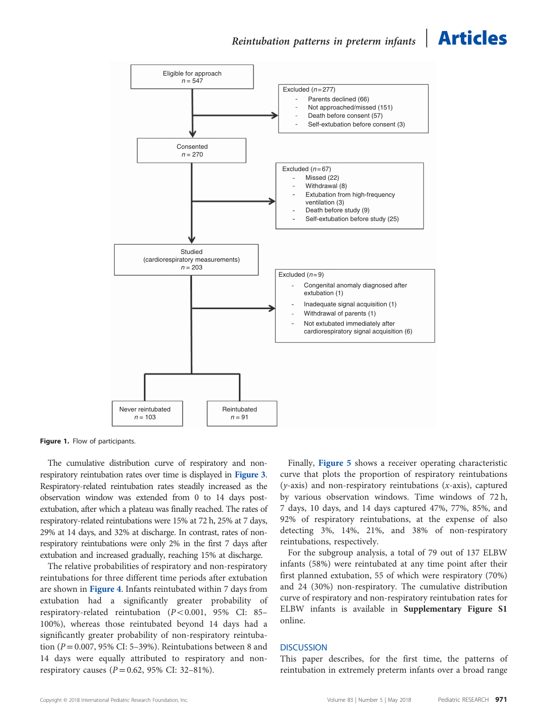Eligible for approach
n = 547

Excluded (n = 277)
- Parents declined (66)
- Not approached/missed (151)
- Death before consent (57)
- Self-extubation before consent (3)

Consented
n = 270

Excluded (n = 67)
- Missed (22)
- Withdrawal (8)
- Extubation from high-frequency ventilation (3)
- Death before study (9)
- Self-extubation before study (25)

Studied
(cardiorespiratory measurements)
n = 203

Excluded (n = 9)
- Congenital anomaly diagnosed after extubation (1)
- Inadequate signal acquisition (1)
- Withdrawal of parents (1)
- Not extubated immediately after cardiorespiratory signal acquisition (6)

Never reintubated
n = 103

Reintubated
n = 91

**Figure 1.** Flow of participants.

The cumulative distribution curve of respiratory and non-respiratory reintubation rates over time is displayed in **Figure 3**. Respiratory-related reintubation rates steadily increased as the observation window was extended from 0 to 14 days post-extubation, after which a plateau was finally reached. The rates of respiratory-related reintubations were 15% at 72 h, 25% at 7 days, 29% at 14 days, and 32% at discharge. In contrast, rates of non-respiratory reintubations were only 2% in the first 7 days after extubation and increased gradually, reaching 15% at discharge.

The relative probabilities of respiratory and non-respiratory reintubations for three different time periods after extubation are shown in **Figure 4**. Infants reintubated within 7 days from extubation had a significantly greater probability of respiratory-related reintubation ($P < 0.001$, 95% CI: 85–100%), whereas those reintubated beyond 14 days had a significantly greater probability of non-respiratory reintubation ($P = 0.007$, 95% CI: 5–39%). Reintubations between 8 and 14 days were equally attributed to respiratory and non-respiratory causes ($P = 0.62$, 95% CI: 32–81%).

Finally, **Figure 5** shows a receiver operating characteristic curve that plots the proportion of respiratory reintubations (*y*-axis) and non-respiratory reintubations (*x*-axis), captured by various observation windows. Time windows of 72 h, 7 days, 10 days, and 14 days captured 47%, 77%, 85%, and 92% of respiratory reintubations, at the expense of also detecting 3%, 14%, 21%, and 38% of non-respiratory reintubations, respectively.

For the subgroup analysis, a total of 79 out of 137 ELBW infants (58%) were reintubated at any time point after their first planned extubation, 55 of which were respiratory (70%) and 24 (30%) non-respiratory. The cumulative distribution curve of respiratory and non-respiratory reintubation rates for ELBW infants is available in **Supplementary Figure S1** online.

## DISCUSSION

This paper describes, for the first time, the patterns of reintubation in extremely preterm infants over a broad range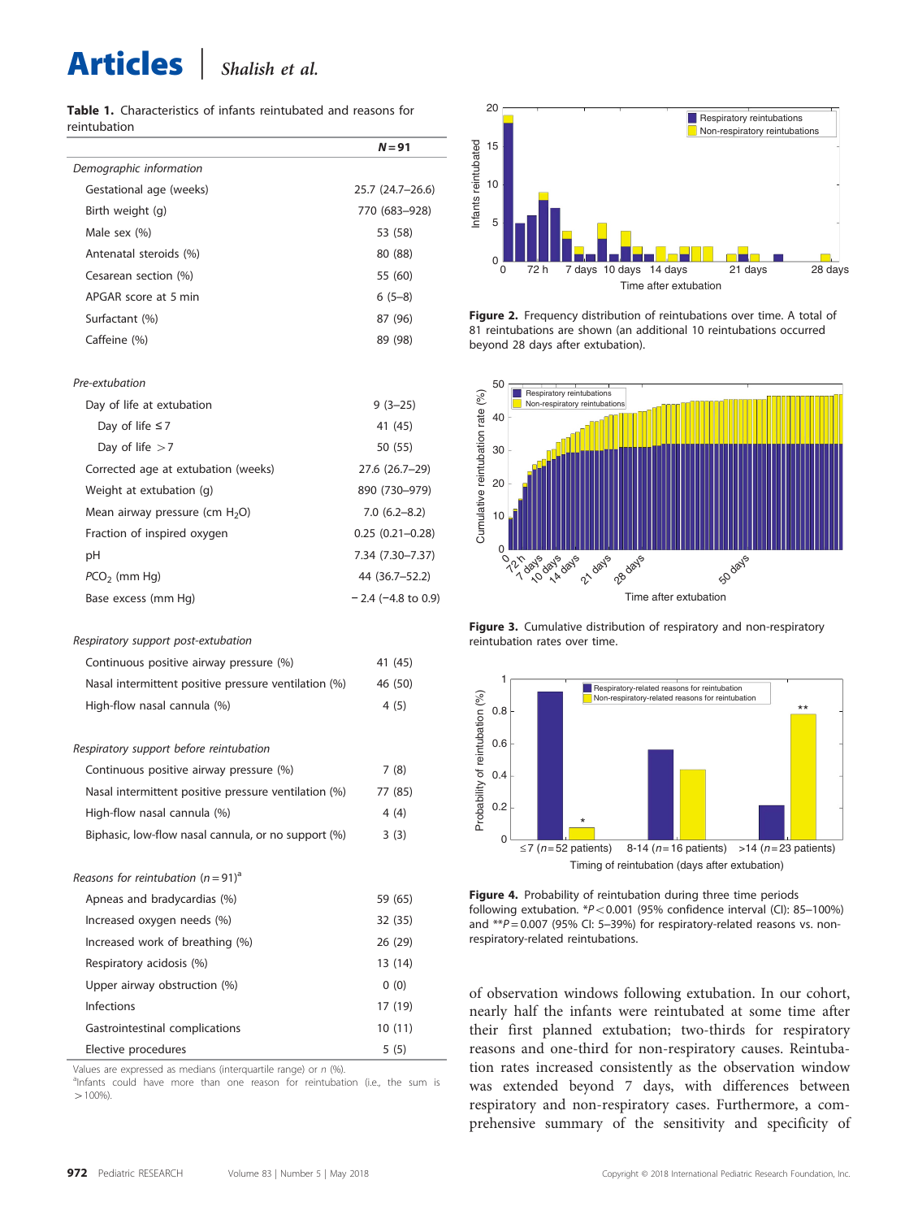**Table 1.** Characteristics of infants reintubated and reasons for reintubation

| | *N* = 91 |
|---|---|
| *Demographic information* | |
| Gestational age (weeks) | 25.7 (24.7–26.6) |
| Birth weight (g) | 770 (683–928) |
| Male sex (%) | 53 (58) |
| Antenatal steroids (%) | 80 (88) |
| Cesarean section (%) | 55 (60) |
| APGAR score at 5 min | 6 (5–8) |
| Surfactant (%) | 87 (96) |
| Caffeine (%) | 89 (98) |
| *Pre-extubation* | |
| Day of life at extubation | 9 (3–25) |
| Day of life ≤7 | 41 (45) |
| Day of life >7 | 50 (55) |
| Corrected age at extubation (weeks) | 27.6 (26.7–29) |
| Weight at extubation (g) | 890 (730–979) |
| Mean airway pressure (cm $H_2O$) | 7.0 (6.2–8.2) |
| Fraction of inspired oxygen | 0.25 (0.21–0.28) |
| pH | 7.34 (7.30–7.37) |
| $PCO_2$ (mm Hg) | 44 (36.7–52.2) |
| Base excess (mm Hg) | − 2.4 (−4.8 to 0.9) |
| *Respiratory support post-extubation* | |
| Continuous positive airway pressure (%) | 41 (45) |
| Nasal intermittent positive pressure ventilation (%) | 46 (50) |
| High-flow nasal cannula (%) | 4 (5) |
| *Respiratory support before reintubation* | |
| Continuous positive airway pressure (%) | 7 (8) |
| Nasal intermittent positive pressure ventilation (%) | 77 (85) |
| High-flow nasal cannula (%) | 4 (4) |
| Biphasic, low-flow nasal cannula, or no support (%) | 3 (3) |
| *Reasons for reintubation* (*n* = 91)[a] | |
| Apneas and bradycardias (%) | 59 (65) |
| Increased oxygen needs (%) | 32 (35) |
| Increased work of breathing (%) | 26 (29) |
| Respiratory acidosis (%) | 13 (14) |
| Upper airway obstruction (%) | 0 (0) |
| Infections | 17 (19) |
| Gastrointestinal complications | 10 (11) |
| Elective procedures | 5 (5) |

Values are expressed as medians (interquartile range) or *n* (%).
[a]Infants could have more than one reason for reintubation (i.e., the sum is >100%).

**Figure 2.** Frequency distribution of reintubations over time. A total of 81 reintubations are shown (an additional 10 reintubations occurred beyond 28 days after extubation).

**Figure 3.** Cumulative distribution of respiratory and non-respiratory reintubation rates over time.

**Figure 4.** Probability of reintubation during three time periods following extubation. *$P<0.001$ (95% confidence interval (CI): 85–100%) and **$P=0.007$ (95% CI: 5–39%) for respiratory-related reasons vs. non-respiratory-related reintubations.

of observation windows following extubation. In our cohort, nearly half the infants were reintubated at some time after their first planned extubation; two-thirds for respiratory reasons and one-third for non-respiratory causes. Reintubation rates increased consistently as the observation window was extended beyond 7 days, with differences between respiratory and non-respiratory cases. Furthermore, a comprehensive summary of the sensitivity and specificity of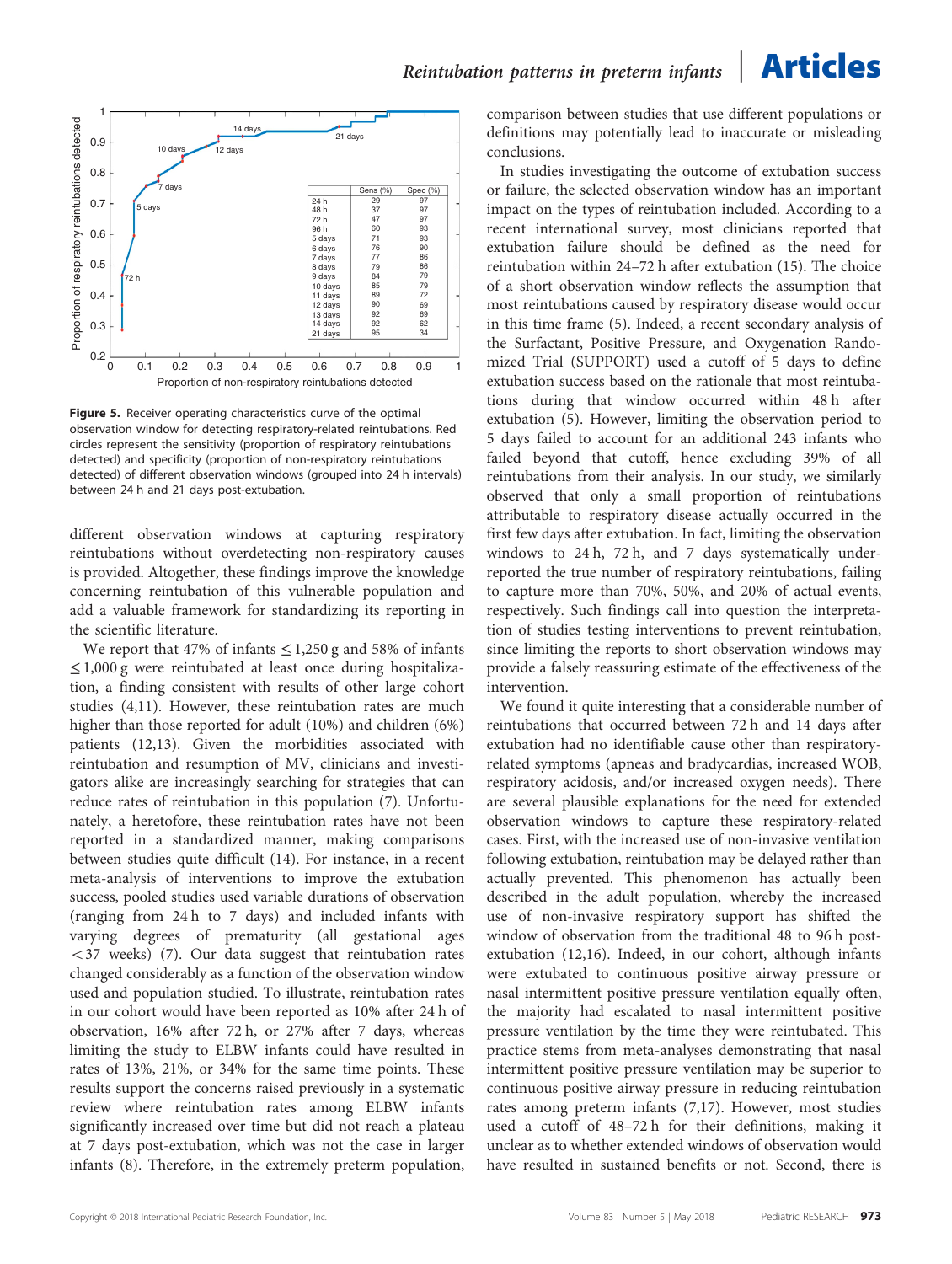| | Sens (%) | Spec (%) |
|---|---|---|
| 24 h | 29 | 97 |
| 48 h | 37 | 97 |
| 72 h | 47 | 97 |
| 96 h | 60 | 93 |
| 5 days | 71 | 93 |
| 6 days | 76 | 90 |
| 7 days | 77 | 86 |
| 8 days | 79 | 86 |
| 9 days | 84 | 79 |
| 10 days | 85 | 79 |
| 11 days | 89 | 72 |
| 12 days | 90 | 69 |
| 13 days | 92 | 69 |
| 14 days | 92 | 62 |
| 21 days | 95 | 34 |

**Figure 5.** Receiver operating characteristics curve of the optimal observation window for detecting respiratory-related reintubations. Red circles represent the sensitivity (proportion of respiratory reintubations detected) and specificity (proportion of non-respiratory reintubations detected) of different observation windows (grouped into 24 h intervals) between 24 h and 21 days post-extubation.

different observation windows at capturing respiratory reintubations without overdetecting non-respiratory causes is provided. Altogether, these findings improve the knowledge concerning reintubation of this vulnerable population and add a valuable framework for standardizing its reporting in the scientific literature.

We report that 47% of infants ≤1,250 g and 58% of infants ≤1,000 g were reintubated at least once during hospitalization, a finding consistent with results of other large cohort studies (4,11). However, these reintubation rates are much higher than those reported for adult (10%) and children (6%) patients (12,13). Given the morbidities associated with reintubation and resumption of MV, clinicians and investigators alike are increasingly searching for strategies that can reduce rates of reintubation in this population (7). Unfortunately, a heretofore, these reintubation rates have not been reported in a standardized manner, making comparisons between studies quite difficult (14). For instance, in a recent meta-analysis of interventions to improve the extubation success, pooled studies used variable durations of observation (ranging from 24 h to 7 days) and included infants with varying degrees of prematurity (all gestational ages <37 weeks) (7). Our data suggest that reintubation rates changed considerably as a function of the observation window used and population studied. To illustrate, reintubation rates in our cohort would have been reported as 10% after 24 h of observation, 16% after 72 h, or 27% after 7 days, whereas limiting the study to ELBW infants could have resulted in rates of 13%, 21%, or 34% for the same time points. These results support the concerns raised previously in a systematic review where reintubation rates among ELBW infants significantly increased over time but did not reach a plateau at 7 days post-extubation, which was not the case in larger infants (8). Therefore, in the extremely preterm population, comparison between studies that use different populations or definitions may potentially lead to inaccurate or misleading conclusions.

In studies investigating the outcome of extubation success or failure, the selected observation window has an important impact on the types of reintubation included. According to a recent international survey, most clinicians reported that extubation failure should be defined as the need for reintubation within 24–72 h after extubation (15). The choice of a short observation window reflects the assumption that most reintubations caused by respiratory disease would occur in this time frame (5). Indeed, a recent secondary analysis of the Surfactant, Positive Pressure, and Oxygenation Randomized Trial (SUPPORT) used a cutoff of 5 days to define extubation success based on the rationale that most reintubations during that window occurred within 48 h after extubation (5). However, limiting the observation period to 5 days failed to account for an additional 243 infants who failed beyond that cutoff, hence excluding 39% of all reintubations from their analysis. In our study, we similarly observed that only a small proportion of reintubations attributable to respiratory disease actually occurred in the first few days after extubation. In fact, limiting the observation windows to 24 h, 72 h, and 7 days systematically underreported the true number of respiratory reintubations, failing to capture more than 70%, 50%, and 20% of actual events, respectively. Such findings call into question the interpretation of studies testing interventions to prevent reintubation, since limiting the reports to short observation windows may provide a falsely reassuring estimate of the effectiveness of the intervention.

We found it quite interesting that a considerable number of reintubations that occurred between 72 h and 14 days after extubation had no identifiable cause other than respiratory-related symptoms (apneas and bradycardias, increased WOB, respiratory acidosis, and/or increased oxygen needs). There are several plausible explanations for the need for extended observation windows to capture these respiratory-related cases. First, with the increased use of non-invasive ventilation following extubation, reintubation may be delayed rather than actually prevented. This phenomenon has actually been described in the adult population, whereby the increased use of non-invasive respiratory support has shifted the window of observation from the traditional 48 to 96 h post-extubation (12,16). Indeed, in our cohort, although infants were extubated to continuous positive airway pressure or nasal intermittent positive pressure ventilation equally often, the majority had escalated to nasal intermittent positive pressure ventilation by the time they were reintubated. This practice stems from meta-analyses demonstrating that nasal intermittent positive pressure ventilation may be superior to continuous positive airway pressure in reducing reintubation rates among preterm infants (7,17). However, most studies used a cutoff of 48–72 h for their definitions, making it unclear as to whether extended windows of observation would have resulted in sustained benefits or not. Second, there is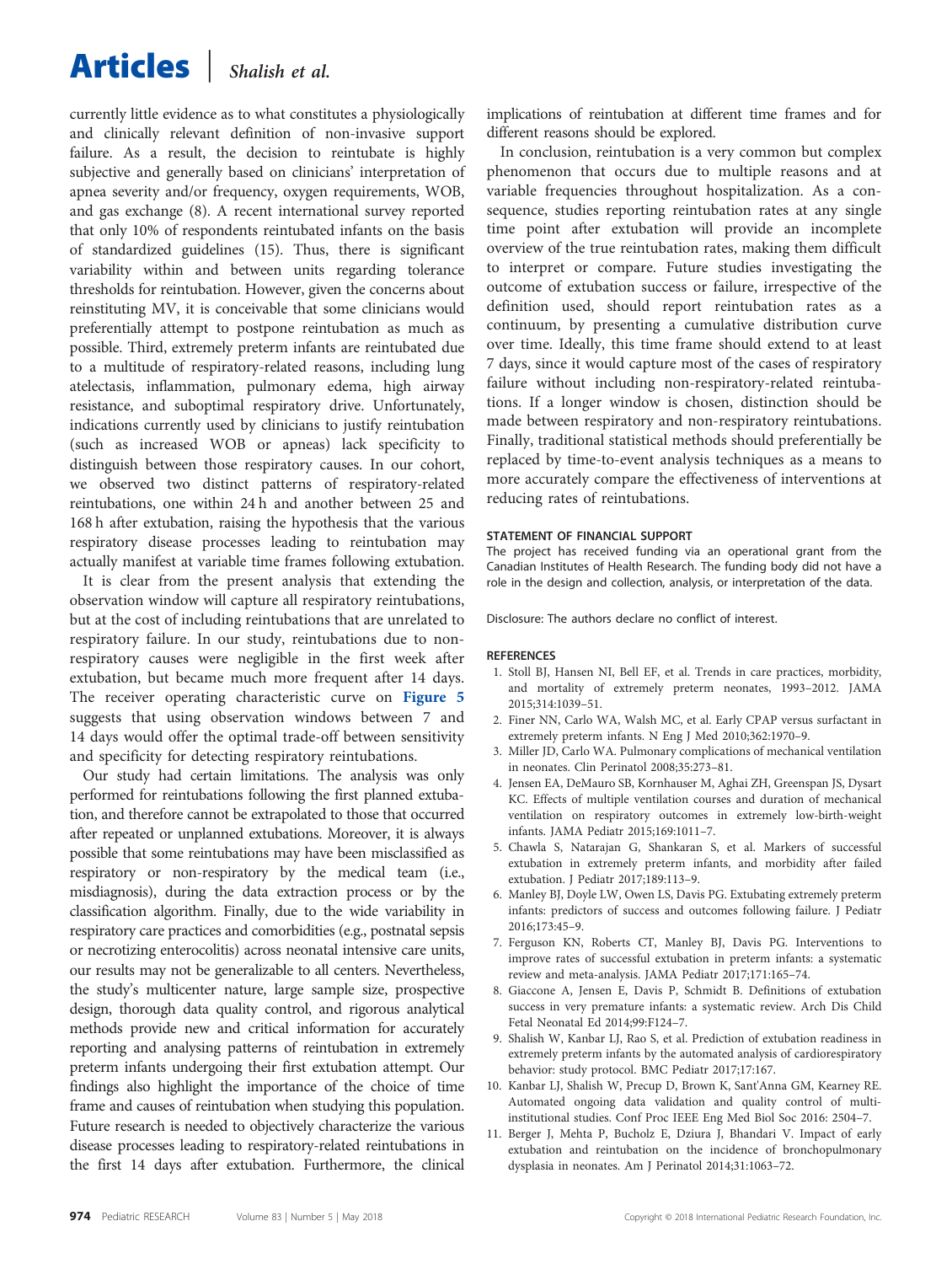currently little evidence as to what constitutes a physiologically and clinically relevant definition of non-invasive support failure. As a result, the decision to reintubate is highly subjective and generally based on clinicians' interpretation of apnea severity and/or frequency, oxygen requirements, WOB, and gas exchange (8). A recent international survey reported that only 10% of respondents reintubated infants on the basis of standardized guidelines (15). Thus, there is significant variability within and between units regarding tolerance thresholds for reintubation. However, given the concerns about reinstituting MV, it is conceivable that some clinicians would preferentially attempt to postpone reintubation as much as possible. Third, extremely preterm infants are reintubated due to a multitude of respiratory-related reasons, including lung atelectasis, inflammation, pulmonary edema, high airway resistance, and suboptimal respiratory drive. Unfortunately, indications currently used by clinicians to justify reintubation (such as increased WOB or apneas) lack specificity to distinguish between those respiratory causes. In our cohort, we observed two distinct patterns of respiratory-related reintubations, one within 24 h and another between 25 and 168 h after extubation, raising the hypothesis that the various respiratory disease processes leading to reintubation may actually manifest at variable time frames following extubation.

It is clear from the present analysis that extending the observation window will capture all respiratory reintubations, but at the cost of including reintubations that are unrelated to respiratory failure. In our study, reintubations due to non-respiratory causes were negligible in the first week after extubation, but became much more frequent after 14 days. The receiver operating characteristic curve on **Figure 5** suggests that using observation windows between 7 and 14 days would offer the optimal trade-off between sensitivity and specificity for detecting respiratory reintubations.

Our study had certain limitations. The analysis was only performed for reintubations following the first planned extubation, and therefore cannot be extrapolated to those that occurred after repeated or unplanned extubations. Moreover, it is always possible that some reintubations may have been misclassified as respiratory or non-respiratory by the medical team (i.e., misdiagnosis), during the data extraction process or by the classification algorithm. Finally, due to the wide variability in respiratory care practices and comorbidities (e.g., postnatal sepsis or necrotizing enterocolitis) across neonatal intensive care units, our results may not be generalizable to all centers. Nevertheless, the study's multicenter nature, large sample size, prospective design, thorough data quality control, and rigorous analytical methods provide new and critical information for accurately reporting and analysing patterns of reintubation in extremely preterm infants undergoing their first extubation attempt. Our findings also highlight the importance of the choice of time frame and causes of reintubation when studying this population. Future research is needed to objectively characterize the various disease processes leading to respiratory-related reintubations in the first 14 days after extubation. Furthermore, the clinical implications of reintubation at different time frames and for different reasons should be explored.

In conclusion, reintubation is a very common but complex phenomenon that occurs due to multiple reasons and at variable frequencies throughout hospitalization. As a consequence, studies reporting reintubation rates at any single time point after extubation will provide an incomplete overview of the true reintubation rates, making them difficult to interpret or compare. Future studies investigating the outcome of extubation success or failure, irrespective of the definition used, should report reintubation rates as a continuum, by presenting a cumulative distribution curve over time. Ideally, this time frame should extend to at least 7 days, since it would capture most of the cases of respiratory failure without including non-respiratory-related reintubations. If a longer window is chosen, distinction should be made between respiratory and non-respiratory reintubations. Finally, traditional statistical methods should preferentially be replaced by time-to-event analysis techniques as a means to more accurately compare the effectiveness of interventions at reducing rates of reintubations.

#### STATEMENT OF FINANCIAL SUPPORT

The project has received funding via an operational grant from the Canadian Institutes of Health Research. The funding body did not have a role in the design and collection, analysis, or interpretation of the data.

Disclosure: The authors declare no conflict of interest.

#### REFERENCES

1. Stoll BJ, Hansen NI, Bell EF, et al. Trends in care practices, morbidity, and mortality of extremely preterm neonates, 1993–2012. JAMA 2015;314:1039–51.
2. Finer NN, Carlo WA, Walsh MC, et al. Early CPAP versus surfactant in extremely preterm infants. N Eng J Med 2010;362:1970–9.
3. Miller JD, Carlo WA. Pulmonary complications of mechanical ventilation in neonates. Clin Perinatol 2008;35:273–81.
4. Jensen EA, DeMauro SB, Kornhauser M, Aghai ZH, Greenspan JS, Dysart KC. Effects of multiple ventilation courses and duration of mechanical ventilation on respiratory outcomes in extremely low-birth-weight infants. JAMA Pediatr 2015;169:1011–7.
5. Chawla S, Natarajan G, Shankaran S, et al. Markers of successful extubation in extremely preterm infants, and morbidity after failed extubation. J Pediatr 2017;189:113–9.
6. Manley BJ, Doyle LW, Owen LS, Davis PG. Extubating extremely preterm infants: predictors of success and outcomes following failure. J Pediatr 2016;173:45–9.
7. Ferguson KN, Roberts CT, Manley BJ, Davis PG. Interventions to improve rates of successful extubation in preterm infants: a systematic review and meta-analysis. JAMA Pediatr 2017;171:165–74.
8. Giaccone A, Jensen E, Davis P, Schmidt B. Definitions of extubation success in very premature infants: a systematic review. Arch Dis Child Fetal Neonatal Ed 2014;99:F124–7.
9. Shalish W, Kanbar LJ, Rao S, et al. Prediction of extubation readiness in extremely preterm infants by the automated analysis of cardiorespiratory behavior: study protocol. BMC Pediatr 2017;17:167.
10. Kanbar LJ, Shalish W, Precup D, Brown K, Sant'Anna GM, Kearney RE. Automated ongoing data validation and quality control of multi-institutional studies. Conf Proc IEEE Eng Med Biol Soc 2016: 2504–7.
11. Berger J, Mehta P, Bucholz E, Dziura J, Bhandari V. Impact of early extubation and reintubation on the incidence of bronchopulmonary dysplasia in neonates. Am J Perinatol 2014;31:1063–72.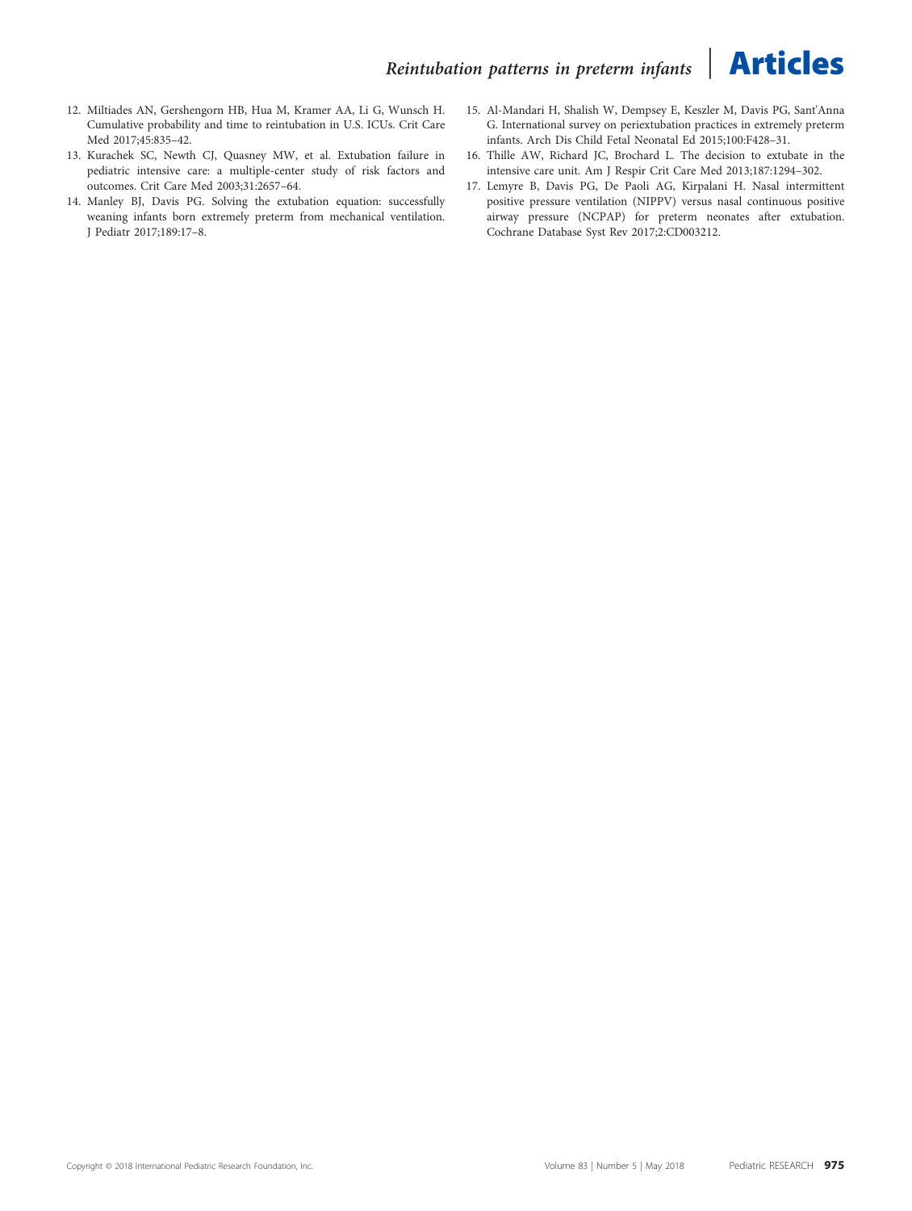12. Miltiades AN, Gershengorn HB, Hua M, Kramer AA, Li G, Wunsch H. Cumulative probability and time to reintubation in U.S. ICUs. Crit Care Med 2017;45:835–42.
13. Kurachek SC, Newth CJ, Quasney MW, et al. Extubation failure in pediatric intensive care: a multiple-center study of risk factors and outcomes. Crit Care Med 2003;31:2657–64.
14. Manley BJ, Davis PG. Solving the extubation equation: successfully weaning infants born extremely preterm from mechanical ventilation. J Pediatr 2017;189:17–8.
15. Al-Mandari H, Shalish W, Dempsey E, Keszler M, Davis PG, Sant'Anna G. International survey on periextubation practices in extremely preterm infants. Arch Dis Child Fetal Neonatal Ed 2015;100:F428–31.
16. Thille AW, Richard JC, Brochard L. The decision to extubate in the intensive care unit. Am J Respir Crit Care Med 2013;187:1294–302.
17. Lemyre B, Davis PG, De Paoli AG, Kirpalani H. Nasal intermittent positive pressure ventilation (NIPPV) versus nasal continuous positive airway pressure (NCPAP) for preterm neonates after extubation. Cochrane Database Syst Rev 2017;2:CD003212.